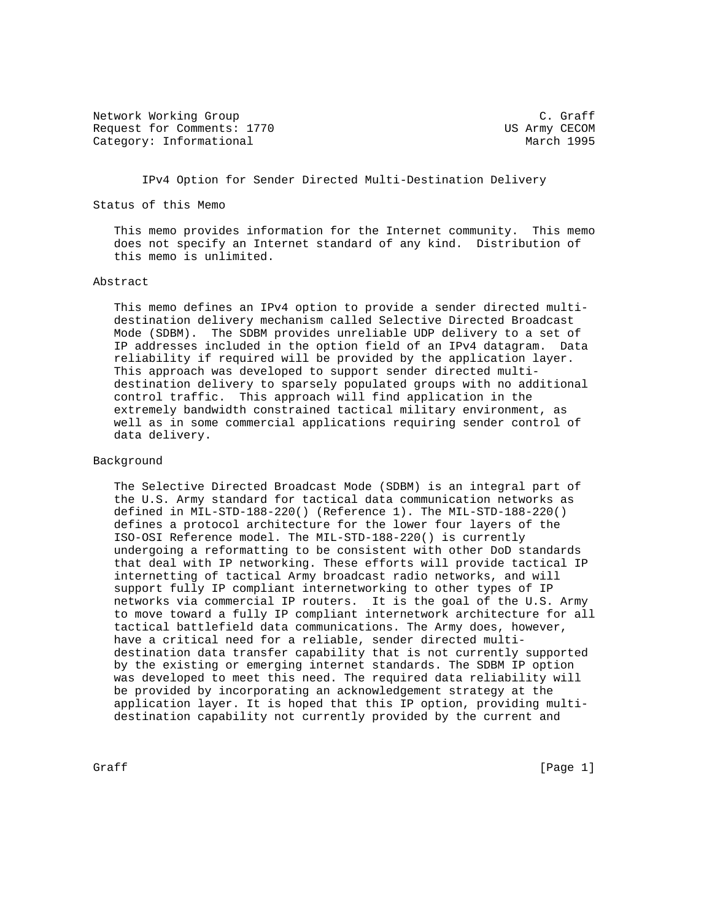Network Working Group C. Graff
Request for Comments: 1770 US Army CECOM
Category: Informational March 1995

# IPv4 Option for Sender Directed Multi-Destination Delivery

## Status of this Memo

This memo provides information for the Internet community. This memo does not specify an Internet standard of any kind. Distribution of this memo is unlimited.

## Abstract

This memo defines an IPv4 option to provide a sender directed multi-destination delivery mechanism called Selective Directed Broadcast Mode (SDBM). The SDBM provides unreliable UDP delivery to a set of IP addresses included in the option field of an IPv4 datagram. Data reliability if required will be provided by the application layer. This approach was developed to support sender directed multi-destination delivery to sparsely populated groups with no additional control traffic. This approach will find application in the extremely bandwidth constrained tactical military environment, as well as in some commercial applications requiring sender control of data delivery.

## Background

The Selective Directed Broadcast Mode (SDBM) is an integral part of the U.S. Army standard for tactical data communication networks as defined in MIL-STD-188-220() (Reference 1). The MIL-STD-188-220() defines a protocol architecture for the lower four layers of the ISO-OSI Reference model. The MIL-STD-188-220() is currently undergoing a reformatting to be consistent with other DoD standards that deal with IP networking. These efforts will provide tactical IP internetting of tactical Army broadcast radio networks, and will support fully IP compliant internetworking to other types of IP networks via commercial IP routers. It is the goal of the U.S. Army to move toward a fully IP compliant internetwork architecture for all tactical battlefield data communications. The Army does, however, have a critical need for a reliable, sender directed multi-destination data transfer capability that is not currently supported by the existing or emerging internet standards. The SDBM IP option was developed to meet this need. The required data reliability will be provided by incorporating an acknowledgement strategy at the application layer. It is hoped that this IP option, providing multi-destination capability not currently provided by the current and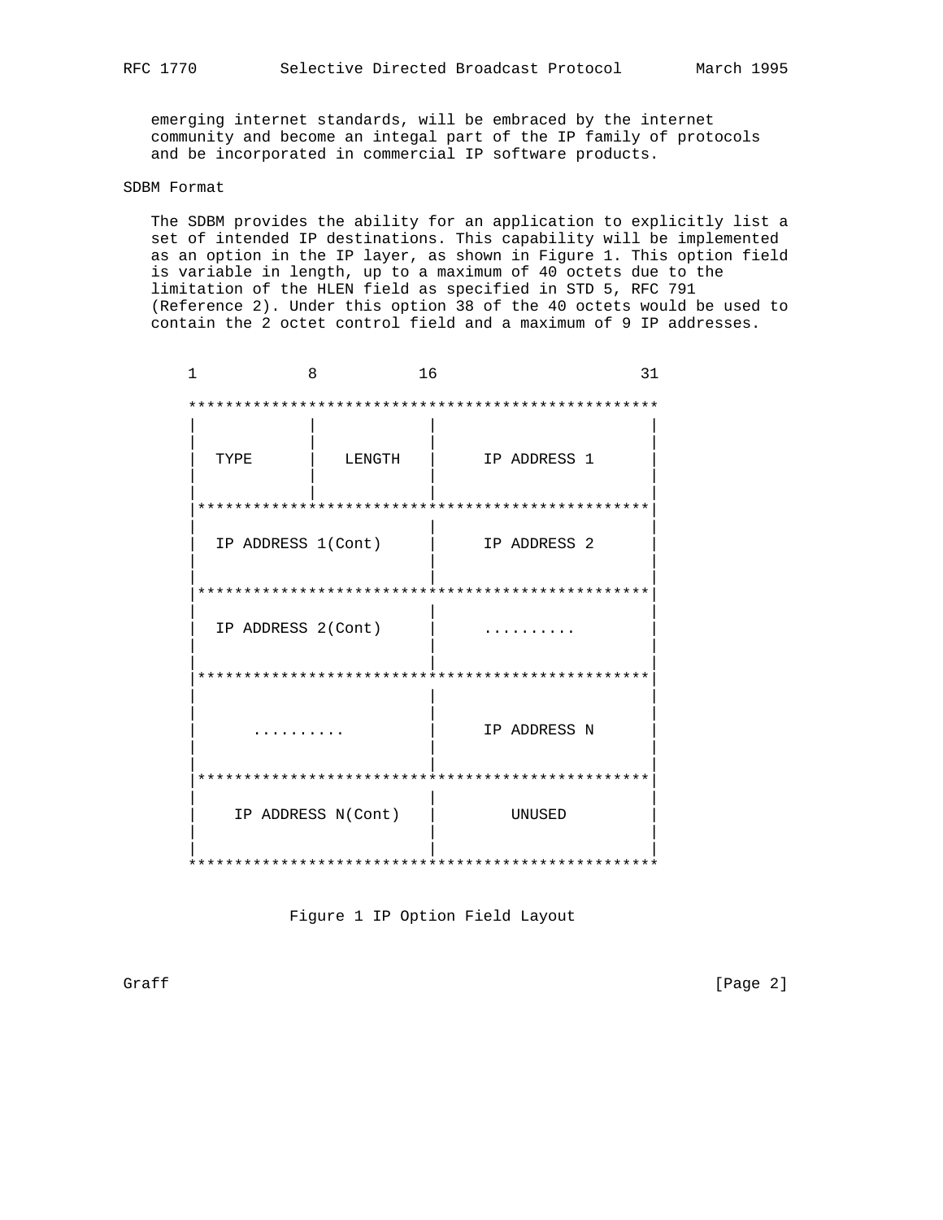emerging internet standards, will be embraced by the internet community and become an integal part of the IP family of protocols and be incorporated in commercial IP software products.

## SDBM Format

The SDBM provides the ability for an application to explicitly list a set of intended IP destinations. This capability will be implemented as an option in the IP layer, as shown in Figure 1. This option field is variable in length, up to a maximum of 40 octets due to the limitation of the HLEN field as specified in STD 5, RFC 791 (Reference 2). Under this option 38 of the 40 octets would be used to contain the 2 octet control field and a maximum of 9 IP addresses.

```
 1            8           16                       31

 ***************************************************
 |            |           |                        |
 |            |           |                        |
 |  TYPE      |  LENGTH   |     IP ADDRESS 1       |
 |            |           |                        |
 |            |           |                        |
 |*************************************************|
 |                        |                        |
 |  IP ADDRESS 1(Cont)    |     IP ADDRESS 2       |
 |                        |                        |
 |                        |                        |
 |*************************************************|
 |                        |                        |
 |  IP ADDRESS 2(Cont)    |     ..........         |
 |                        |                        |
 |                        |                        |
 |*************************************************|
 |                        |                        |
 |                        |                        |
 |      ..........        |     IP ADDRESS N       |
 |                        |                        |
 |                        |                        |
 |*************************************************|
 |                        |                        |
 |    IP ADDRESS N(Cont)  |        UNUSED          |
 |                        |                        |
 |                        |                        |
 ***************************************************
```

Figure 1 IP Option Field Layout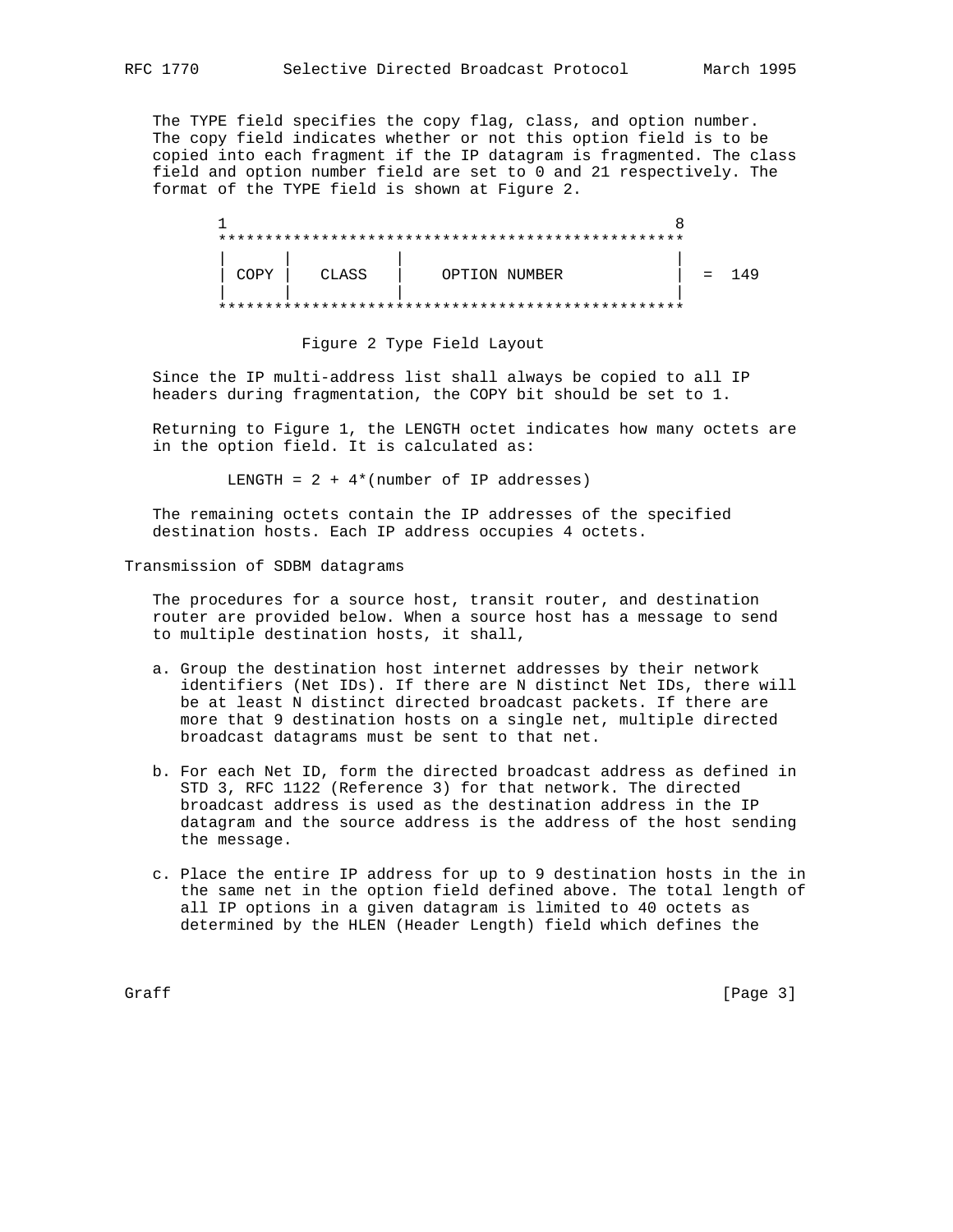The TYPE field specifies the copy flag, class, and option number. The copy field indicates whether or not this option field is to be copied into each fragment if the IP datagram is fragmented. The class field and option number field are set to 0 and 21 respectively. The format of the TYPE field is shown at Figure 2.

```
       1                                                 8
       ***************************************************
       |       |            |                            |
       | COPY  |   CLASS    |    OPTION NUMBER           |  =  149
       |       |            |                            |
       ***************************************************
```

Figure 2 Type Field Layout

Since the IP multi-address list shall always be copied to all IP headers during fragmentation, the COPY bit should be set to 1.

Returning to Figure 1, the LENGTH octet indicates how many octets are in the option field. It is calculated as:

LENGTH = 2 + 4*(number of IP addresses)

The remaining octets contain the IP addresses of the specified destination hosts. Each IP address occupies 4 octets.

## Transmission of SDBM datagrams

The procedures for a source host, transit router, and destination router are provided below. When a source host has a message to send to multiple destination hosts, it shall,

a. Group the destination host internet addresses by their network identifiers (Net IDs). If there are N distinct Net IDs, there will be at least N distinct directed broadcast packets. If there are more that 9 destination hosts on a single net, multiple directed broadcast datagrams must be sent to that net.

b. For each Net ID, form the directed broadcast address as defined in STD 3, RFC 1122 (Reference 3) for that network. The directed broadcast address is used as the destination address in the IP datagram and the source address is the address of the host sending the message.

c. Place the entire IP address for up to 9 destination hosts in the in the same net in the option field defined above. The total length of all IP options in a given datagram is limited to 40 octets as determined by the HLEN (Header Length) field which defines the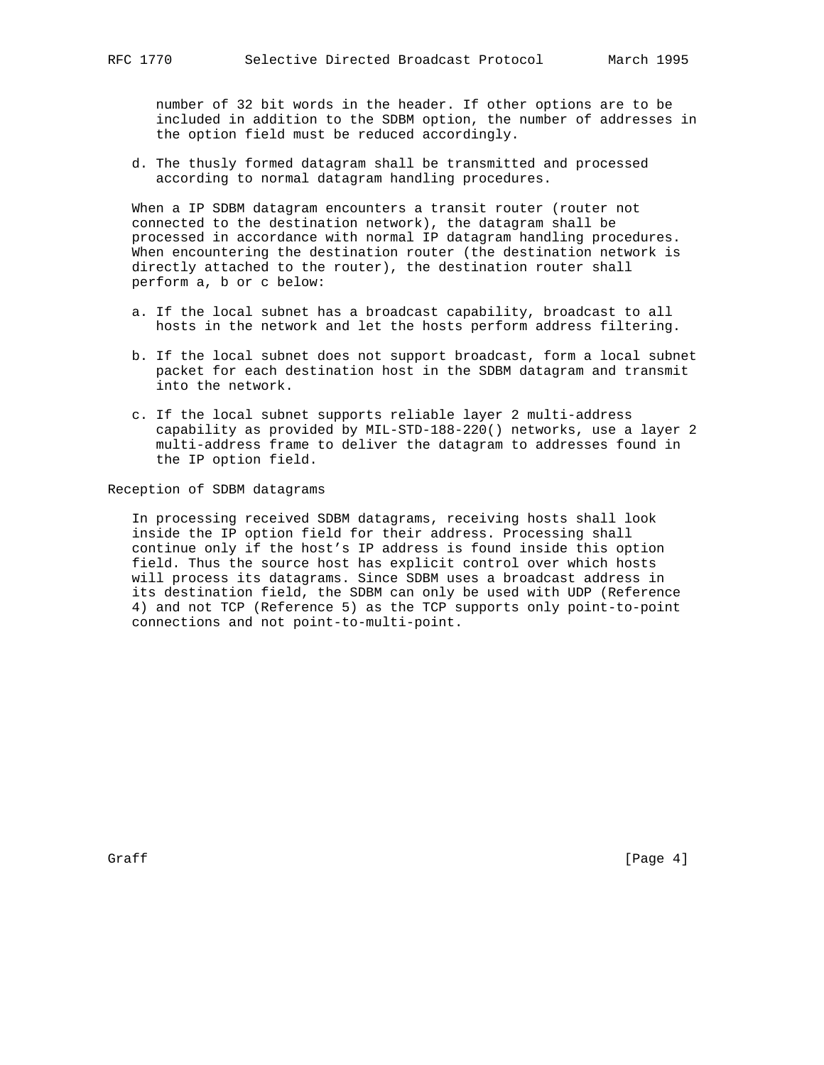number of 32 bit words in the header. If other options are to be included in addition to the SDBM option, the number of addresses in the option field must be reduced accordingly.

d. The thusly formed datagram shall be transmitted and processed according to normal datagram handling procedures.

When a IP SDBM datagram encounters a transit router (router not connected to the destination network), the datagram shall be processed in accordance with normal IP datagram handling procedures. When encountering the destination router (the destination network is directly attached to the router), the destination router shall perform a, b or c below:

a. If the local subnet has a broadcast capability, broadcast to all hosts in the network and let the hosts perform address filtering.

b. If the local subnet does not support broadcast, form a local subnet packet for each destination host in the SDBM datagram and transmit into the network.

c. If the local subnet supports reliable layer 2 multi-address capability as provided by MIL-STD-188-220() networks, use a layer 2 multi-address frame to deliver the datagram to addresses found in the IP option field.

## Reception of SDBM datagrams

In processing received SDBM datagrams, receiving hosts shall look inside the IP option field for their address. Processing shall continue only if the host’s IP address is found inside this option field. Thus the source host has explicit control over which hosts will process its datagrams. Since SDBM uses a broadcast address in its destination field, the SDBM can only be used with UDP (Reference 4) and not TCP (Reference 5) as the TCP supports only point-to-point connections and not point-to-multi-point.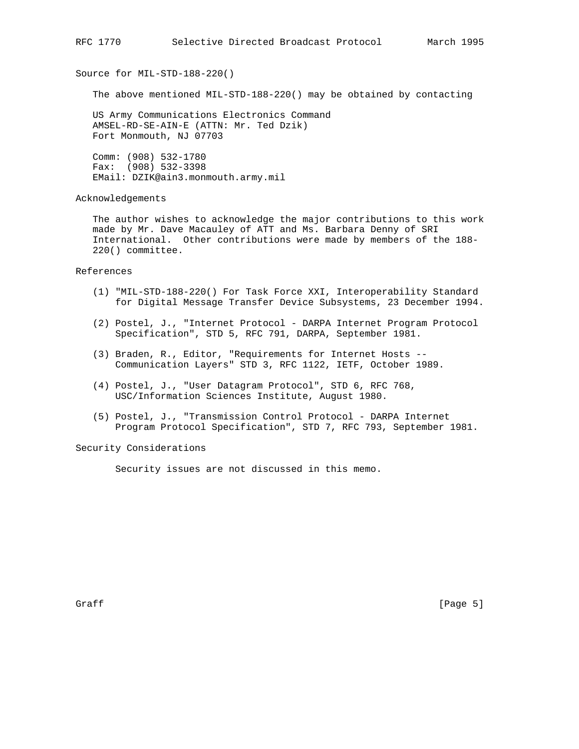## Source for MIL-STD-188-220()

The above mentioned MIL-STD-188-220() may be obtained by contacting

US Army Communications Electronics Command
AMSEL-RD-SE-AIN-E (ATTN: Mr. Ted Dzik)
Fort Monmouth, NJ 07703

Comm: (908) 532-1780
Fax: (908) 532-3398
EMail: DZIK@ain3.monmouth.army.mil

## Acknowledgements

The author wishes to acknowledge the major contributions to this work made by Mr. Dave Macauley of ATT and Ms. Barbara Denny of SRI International. Other contributions were made by members of the 188-220() committee.

## References

(1) "MIL-STD-188-220() For Task Force XXI, Interoperability Standard for Digital Message Transfer Device Subsystems, 23 December 1994.

(2) Postel, J., "Internet Protocol - DARPA Internet Program Protocol Specification", STD 5, RFC 791, DARPA, September 1981.

(3) Braden, R., Editor, "Requirements for Internet Hosts -- Communication Layers" STD 3, RFC 1122, IETF, October 1989.

(4) Postel, J., "User Datagram Protocol", STD 6, RFC 768, USC/Information Sciences Institute, August 1980.

(5) Postel, J., "Transmission Control Protocol - DARPA Internet Program Protocol Specification", STD 7, RFC 793, September 1981.

## Security Considerations

Security issues are not discussed in this memo.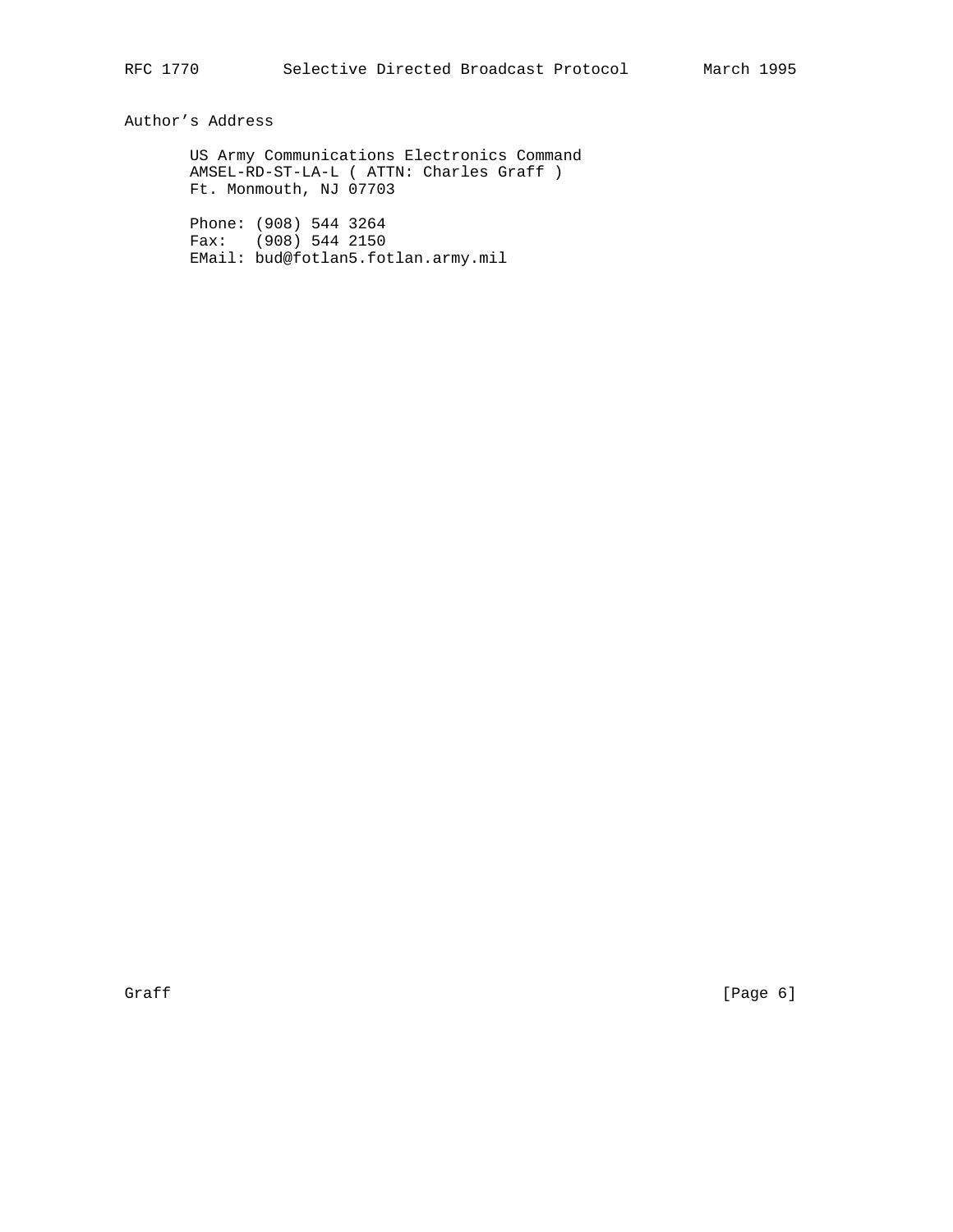## Author's Address

US Army Communications Electronics Command
AMSEL-RD-ST-LA-L ( ATTN: Charles Graff )
Ft. Monmouth, NJ 07703

Phone: (908) 544 3264
Fax: (908) 544 2150
EMail: bud@fotlan5.fotlan.army.mil